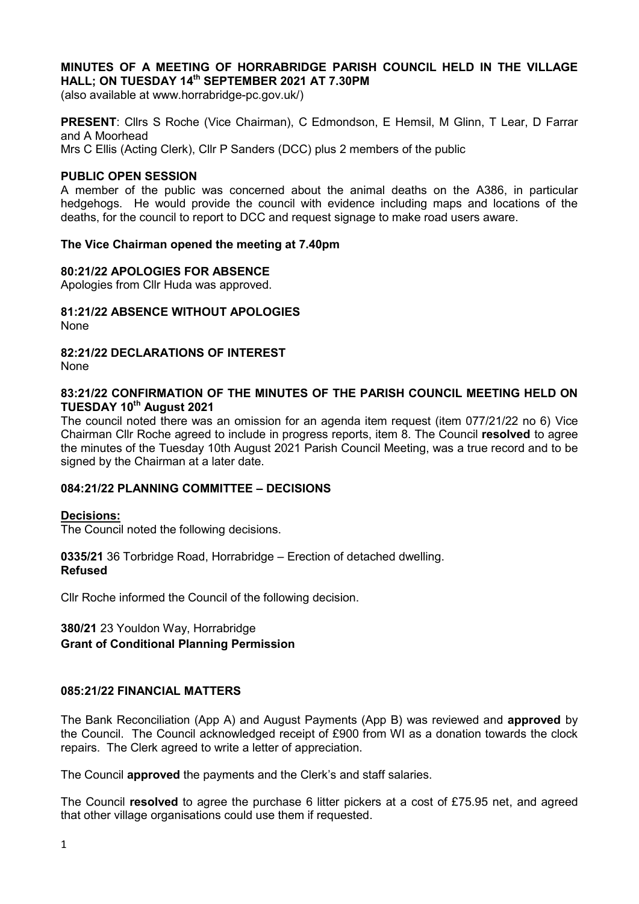**MINUTES OF A MEETING OF HORRABRIDGE PARISH COUNCIL HELD IN THE VILLAGE HALL; ON TUESDAY 14th SEPTEMBER 2021 AT 7.30PM**
(also available at www.horrabridge-pc.gov.uk/)

**PRESENT**: Cllrs S Roche (Vice Chairman), C Edmondson, E Hemsil, M Glinn, T Lear, D Farrar and A Moorhead
Mrs C Ellis (Acting Clerk), Cllr P Sanders (DCC) plus 2 members of the public

**PUBLIC OPEN SESSION**

A member of the public was concerned about the animal deaths on the A386, in particular hedgehogs. He would provide the council with evidence including maps and locations of the deaths, for the council to report to DCC and request signage to make road users aware.

**The Vice Chairman opened the meeting at 7.40pm**

**80:21/22 APOLOGIES FOR ABSENCE**

Apologies from Cllr Huda was approved.

**81:21/22 ABSENCE WITHOUT APOLOGIES**

None

**82:21/22 DECLARATIONS OF INTEREST**

None

**83:21/22 CONFIRMATION OF THE MINUTES OF THE PARISH COUNCIL MEETING HELD ON TUESDAY 10th August 2021**

The council noted there was an omission for an agenda item request (item 077/21/22 no 6) Vice Chairman Cllr Roche agreed to include in progress reports, item 8. The Council **resolved** to agree the minutes of the Tuesday 10th August 2021 Parish Council Meeting, was a true record and to be signed by the Chairman at a later date.

**084:21/22 PLANNING COMMITTEE – DECISIONS**

**Decisions:**

The Council noted the following decisions.

**0335/21** 36 Torbridge Road, Horrabridge – Erection of detached dwelling.
**Refused**

Cllr Roche informed the Council of the following decision.

**380/21** 23 Youldon Way, Horrabridge
**Grant of Conditional Planning Permission**

**085:21/22 FINANCIAL MATTERS**

The Bank Reconciliation (App A) and August Payments (App B) was reviewed and **approved** by the Council. The Council acknowledged receipt of £900 from WI as a donation towards the clock repairs. The Clerk agreed to write a letter of appreciation.

The Council **approved** the payments and the Clerk's and staff salaries.

The Council **resolved** to agree the purchase 6 litter pickers at a cost of £75.95 net, and agreed that other village organisations could use them if requested.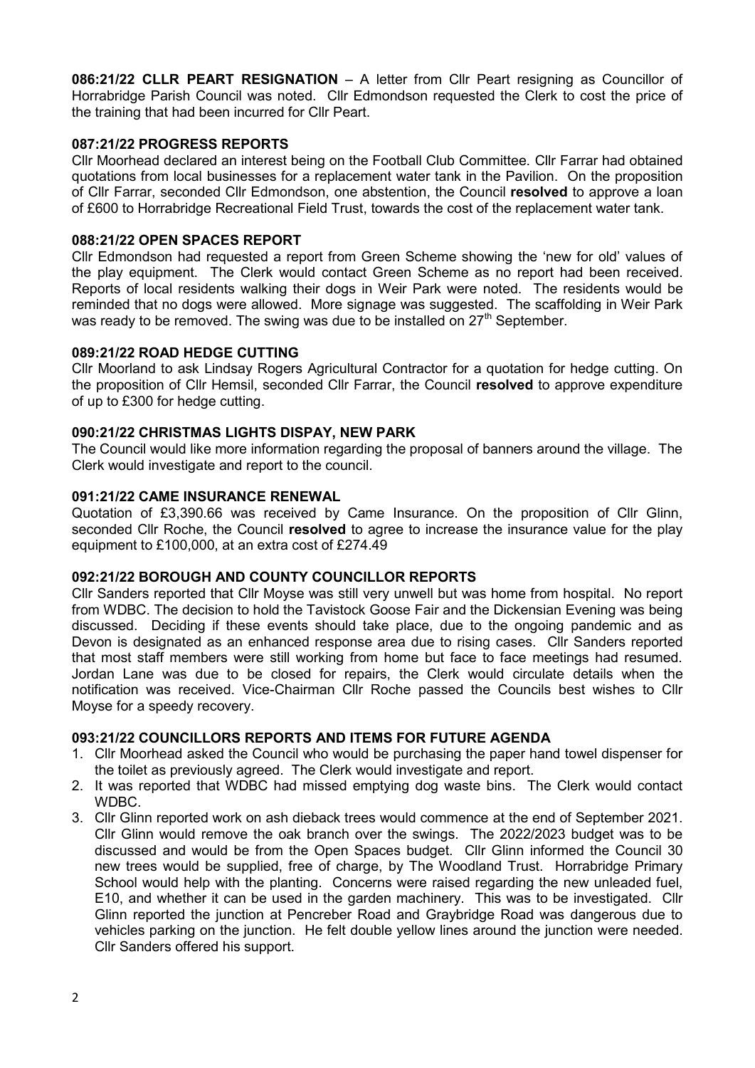**086:21/22 CLLR PEART RESIGNATION** – A letter from Cllr Peart resigning as Councillor of Horrabridge Parish Council was noted. Cllr Edmondson requested the Clerk to cost the price of the training that had been incurred for Cllr Peart.

**087:21/22 PROGRESS REPORTS**

Cllr Moorhead declared an interest being on the Football Club Committee. Cllr Farrar had obtained quotations from local businesses for a replacement water tank in the Pavilion. On the proposition of Cllr Farrar, seconded Cllr Edmondson, one abstention, the Council **resolved** to approve a loan of £600 to Horrabridge Recreational Field Trust, towards the cost of the replacement water tank.

**088:21/22 OPEN SPACES REPORT**

Cllr Edmondson had requested a report from Green Scheme showing the 'new for old' values of the play equipment. The Clerk would contact Green Scheme as no report had been received. Reports of local residents walking their dogs in Weir Park were noted. The residents would be reminded that no dogs were allowed. More signage was suggested. The scaffolding in Weir Park was ready to be removed. The swing was due to be installed on 27th September.

**089:21/22 ROAD HEDGE CUTTING**

Cllr Moorland to ask Lindsay Rogers Agricultural Contractor for a quotation for hedge cutting. On the proposition of Cllr Hemsil, seconded Cllr Farrar, the Council **resolved** to approve expenditure of up to £300 for hedge cutting.

**090:21/22 CHRISTMAS LIGHTS DISPAY, NEW PARK**

The Council would like more information regarding the proposal of banners around the village. The Clerk would investigate and report to the council.

**091:21/22 CAME INSURANCE RENEWAL**

Quotation of £3,390.66 was received by Came Insurance. On the proposition of Cllr Glinn, seconded Cllr Roche, the Council **resolved** to agree to increase the insurance value for the play equipment to £100,000, at an extra cost of £274.49

**092:21/22 BOROUGH AND COUNTY COUNCILLOR REPORTS**

Cllr Sanders reported that Cllr Moyse was still very unwell but was home from hospital. No report from WDBC. The decision to hold the Tavistock Goose Fair and the Dickensian Evening was being discussed. Deciding if these events should take place, due to the ongoing pandemic and as Devon is designated as an enhanced response area due to rising cases. Cllr Sanders reported that most staff members were still working from home but face to face meetings had resumed. Jordan Lane was due to be closed for repairs, the Clerk would circulate details when the notification was received. Vice-Chairman Cllr Roche passed the Councils best wishes to Cllr Moyse for a speedy recovery.

**093:21/22 COUNCILLORS REPORTS AND ITEMS FOR FUTURE AGENDA**

1. Cllr Moorhead asked the Council who would be purchasing the paper hand towel dispenser for the toilet as previously agreed. The Clerk would investigate and report.
2. It was reported that WDBC had missed emptying dog waste bins. The Clerk would contact WDBC.
3. Cllr Glinn reported work on ash dieback trees would commence at the end of September 2021. Cllr Glinn would remove the oak branch over the swings. The 2022/2023 budget was to be discussed and would be from the Open Spaces budget. Cllr Glinn informed the Council 30 new trees would be supplied, free of charge, by The Woodland Trust. Horrabridge Primary School would help with the planting. Concerns were raised regarding the new unleaded fuel, E10, and whether it can be used in the garden machinery. This was to be investigated. Cllr Glinn reported the junction at Pencreber Road and Graybridge Road was dangerous due to vehicles parking on the junction. He felt double yellow lines around the junction were needed. Cllr Sanders offered his support.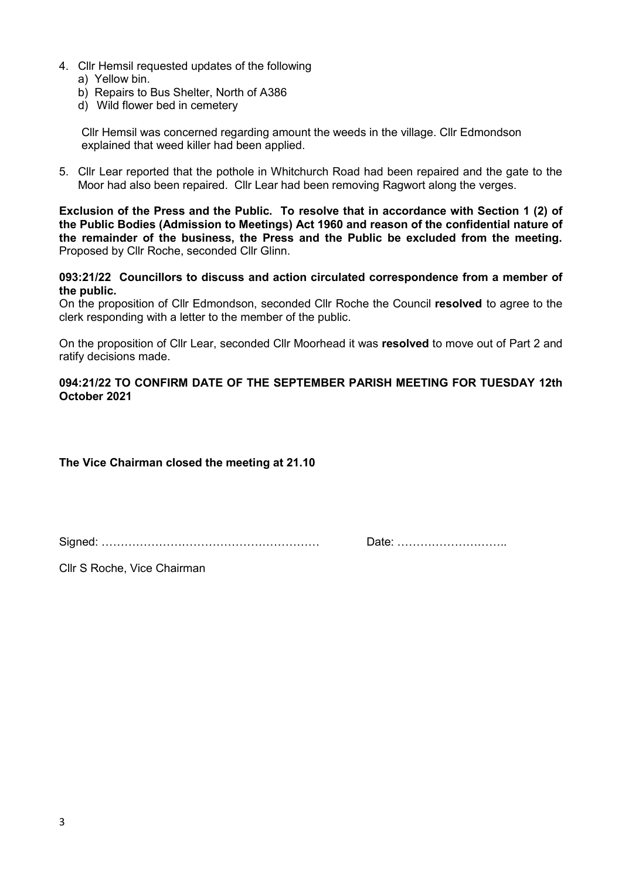4. Cllr Hemsil requested updates of the following
   a) Yellow bin.
   b) Repairs to Bus Shelter, North of A386
   d) Wild flower bed in cemetery

   Cllr Hemsil was concerned regarding amount the weeds in the village. Cllr Edmondson explained that weed killer had been applied.

5. Cllr Lear reported that the pothole in Whitchurch Road had been repaired and the gate to the Moor had also been repaired. Cllr Lear had been removing Ragwort along the verges.

**Exclusion of the Press and the Public. To resolve that in accordance with Section 1 (2) of the Public Bodies (Admission to Meetings) Act 1960 and reason of the confidential nature of the remainder of the business, the Press and the Public be excluded from the meeting.** Proposed by Cllr Roche, seconded Cllr Glinn.

**093:21/22 Councillors to discuss and action circulated correspondence from a member of the public.**

On the proposition of Cllr Edmondson, seconded Cllr Roche the Council **resolved** to agree to the clerk responding with a letter to the member of the public.

On the proposition of Cllr Lear, seconded Cllr Moorhead it was **resolved** to move out of Part 2 and ratify decisions made.

**094:21/22 TO CONFIRM DATE OF THE SEPTEMBER PARISH MEETING FOR TUESDAY 12th October 2021**

**The Vice Chairman closed the meeting at 21.10**

Signed: ………………………………………………… Date: ………………………..

Cllr S Roche, Vice Chairman